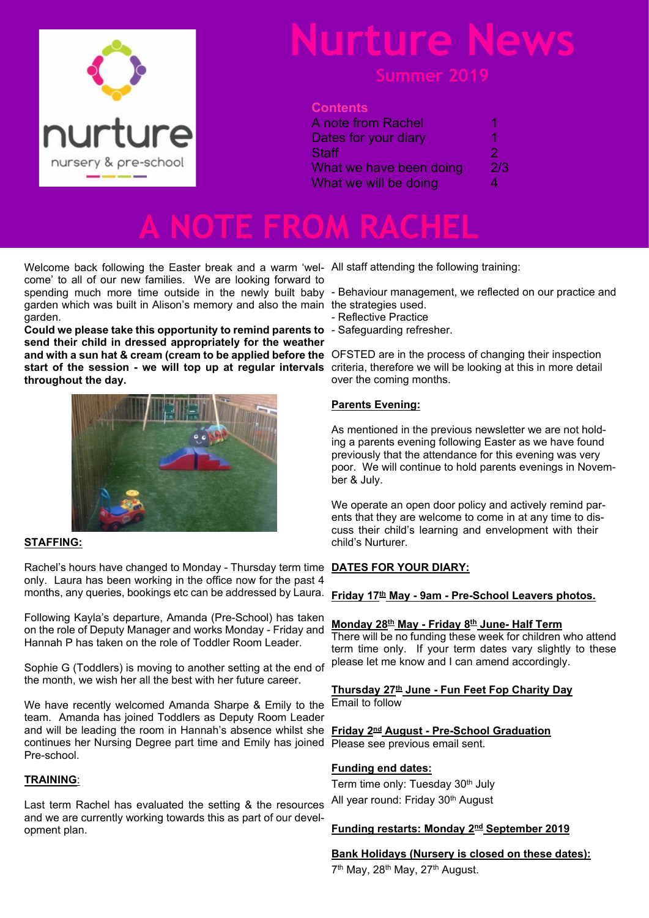nurture

nursery & pre-school

# Nurture News

## Summer 2019

**Contents**

| | |
|---|---|
| A note from Rachel | 1 |
| Dates for your diary | 1 |
| Staff | 2 |
| What we have been doing | 2/3 |
| What we will be doing | 4 |

# A NOTE FROM RACHEL

Welcome back following the Easter break and a warm 'welcome' to all of our new families. We are looking forward to spending much more time outside in the newly built baby garden which was built in Alison's memory and also the main garden.

**Could we please take this opportunity to remind parents to send their child in dressed appropriately for the weather and with a sun hat & cream (cream to be applied before the start of the session - we will top up at regular intervals throughout the day.**

**STAFFING:**

Rachel's hours have changed to Monday - Thursday term time only. Laura has been working in the office now for the past 4 months, any queries, bookings etc can be addressed by Laura.

Following Kayla's departure, Amanda (Pre-School) has taken on the role of Deputy Manager and works Monday - Friday and Hannah P has taken on the role of Toddler Room Leader.

Sophie G (Toddlers) is moving to another setting at the end of the month, we wish her all the best with her future career.

We have recently welcomed Amanda Sharpe & Emily to the team. Amanda has joined Toddlers as Deputy Room Leader and will be leading the room in Hannah's absence whilst she continues her Nursing Degree part time and Emily has joined Pre-school.

**TRAINING**:

Last term Rachel has evaluated the setting & the resources and we are currently working towards this as part of our development plan.

All staff attending the following training:

- Behaviour management, we reflected on our practice and the strategies used.
- Reflective Practice
- Safeguarding refresher.

OFSTED are in the process of changing their inspection criteria, therefore we will be looking at this in more detail over the coming months.

**Parents Evening:**

As mentioned in the previous newsletter we are not holding a parents evening following Easter as we have found previously that the attendance for this evening was very poor. We will continue to hold parents evenings in November & July.

We operate an open door policy and actively remind parents that they are welcome to come in at any time to discuss their child's learning and envelopment with their child's Nurturer.

**DATES FOR YOUR DIARY:**

**Friday 17th May - 9am - Pre-School Leavers photos.**

**Monday 28th May - Friday 8th June- Half Term**
There will be no funding these week for children who attend term time only. If your term dates vary slightly to these please let me know and I can amend accordingly.

**Thursday 27th June - Fun Feet Fop Charity Day**
Email to follow

**Friday 2nd August - Pre-School Graduation**
Please see previous email sent.

**Funding end dates:**

Term time only: Tuesday 30th July

All year round: Friday 30th August

**Funding restarts: Monday 2nd September 2019**

**Bank Holidays (Nursery is closed on these dates):**

7th May, 28th May, 27th August.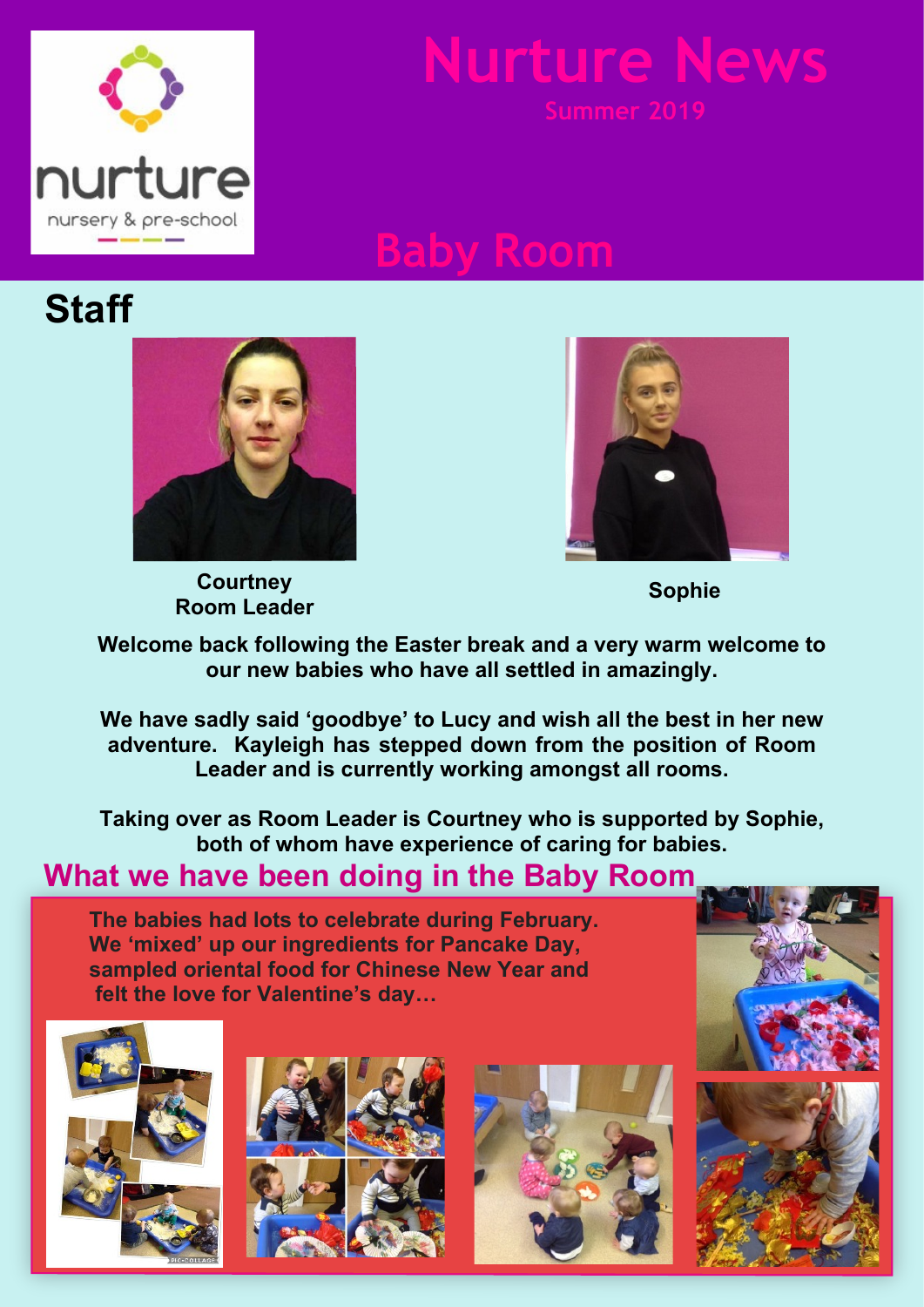# Nurture News

**Summer 2019**

## Baby Room

## Staff

**Courtney**
**Room Leader**

**Sophie**

**Welcome back following the Easter break and a very warm welcome to our new babies who have all settled in amazingly.**

**We have sadly said 'goodbye' to Lucy and wish all the best in her new adventure. Kayleigh has stepped down from the position of Room Leader and is currently working amongst all rooms.**

**Taking over as Room Leader is Courtney who is supported by Sophie, both of whom have experience of caring for babies.**

## What we have been doing in the Baby Room

**The babies had lots to celebrate during February. We 'mixed' up our ingredients for Pancake Day, sampled oriental food for Chinese New Year and felt the love for Valentine's day…**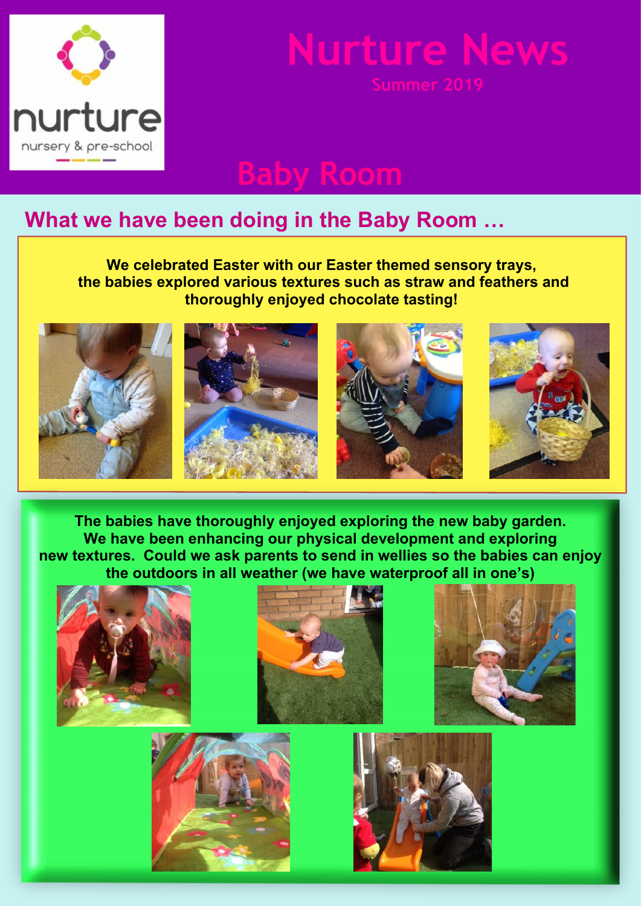nurture

nursery & pre-school

# Nurture News

Summer 2019

## Baby Room

### What we have been doing in the Baby Room …

**We celebrated Easter with our Easter themed sensory trays, the babies explored various textures such as straw and feathers and thoroughly enjoyed chocolate tasting!**

**The babies have thoroughly enjoyed exploring the new baby garden. We have been enhancing our physical development and exploring new textures. Could we ask parents to send in wellies so the babies can enjoy the outdoors in all weather (we have waterproof all in one's)**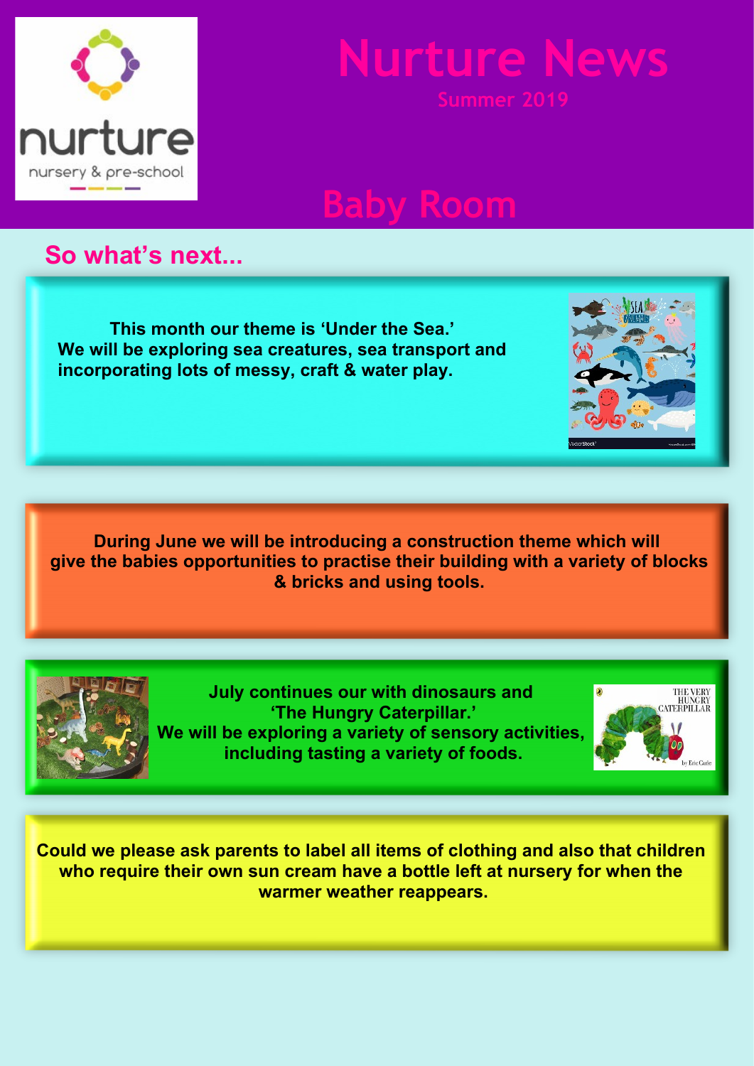# Nurture News

Summer 2019

## Baby Room

### So what's next...

**This month our theme is 'Under the Sea.'**
**We will be exploring sea creatures, sea transport and incorporating lots of messy, craft & water play.**

**During June we will be introducing a construction theme which will give the babies opportunities to practise their building with a variety of blocks & bricks and using tools.**

**July continues our with dinosaurs and 'The Hungry Caterpillar.'**
**We will be exploring a variety of sensory activities, including tasting a variety of foods.**

**Could we please ask parents to label all items of clothing and also that children who require their own sun cream have a bottle left at nursery for when the warmer weather reappears.**